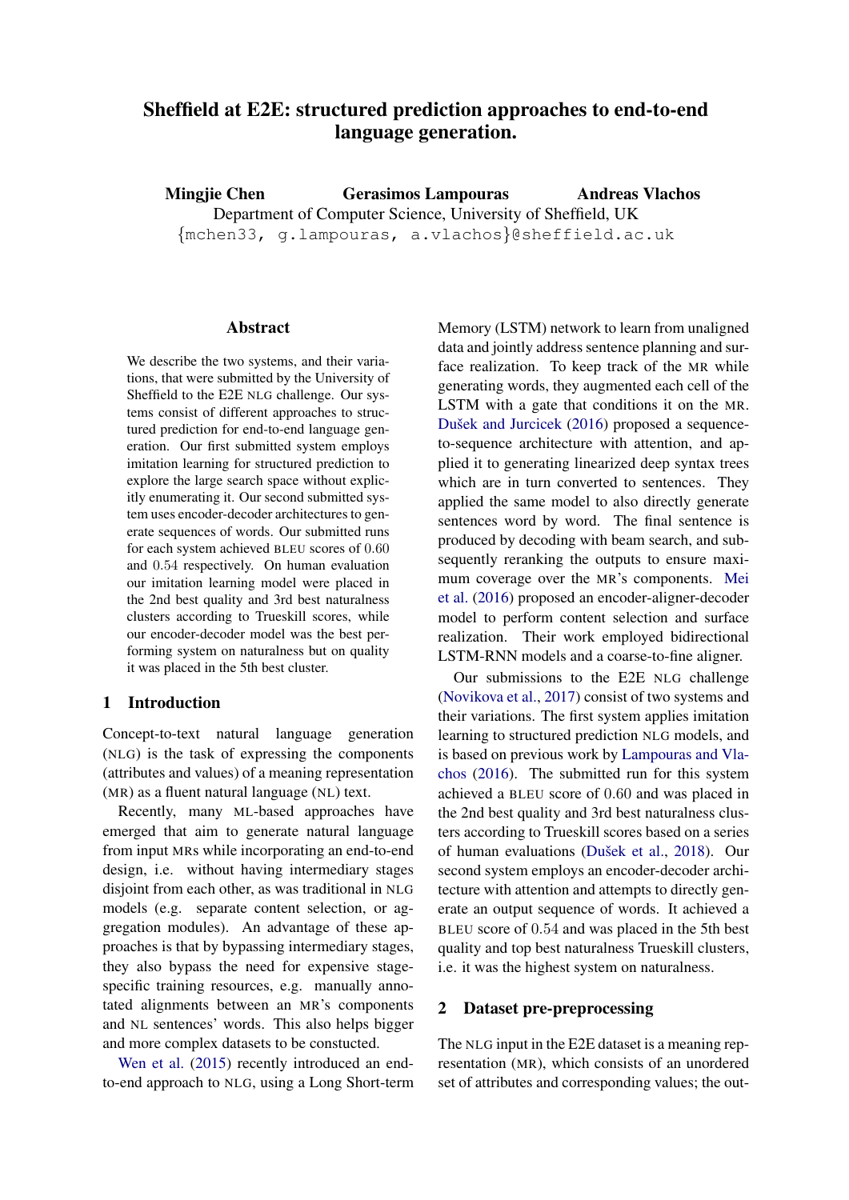# Sheffield at E2E: structured prediction approaches to end-to-end language generation.

**Mingjie Chen** **Gerasimos Lampouras** **Andreas Vlachos**
Department of Computer Science, University of Sheffield, UK
{mchen33, g.lampouras, a.vlachos}@sheffield.ac.uk

## Abstract

We describe the two systems, and their variations, that were submitted by the University of Sheffield to the E2E NLG challenge. Our systems consist of different approaches to structured prediction for end-to-end language generation. Our first submitted system employs imitation learning for structured prediction to explore the large search space without explicitly enumerating it. Our second submitted system uses encoder-decoder architectures to generate sequences of words. Our submitted runs for each system achieved BLEU scores of 0.60 and 0.54 respectively. On human evaluation our imitation learning model were placed in the 2nd best quality and 3rd best naturalness clusters according to Trueskill scores, while our encoder-decoder model was the best performing system on naturalness but on quality it was placed in the 5th best cluster.

## 1 Introduction

Concept-to-text natural language generation (NLG) is the task of expressing the components (attributes and values) of a meaning representation (MR) as a fluent natural language (NL) text.

Recently, many ML-based approaches have emerged that aim to generate natural language from input MRs while incorporating an end-to-end design, i.e. without having intermediary stages disjoint from each other, as was traditional in NLG models (e.g. separate content selection, or aggregation modules). An advantage of these approaches is that by bypassing intermediary stages, they also bypass the need for expensive stage-specific training resources, e.g. manually annotated alignments between an MR's components and NL sentences' words. This also helps bigger and more complex datasets to be constucted.

Wen et al. (2015) recently introduced an end-to-end approach to NLG, using a Long Short-term Memory (LSTM) network to learn from unaligned data and jointly address sentence planning and surface realization. To keep track of the MR while generating words, they augmented each cell of the LSTM with a gate that conditions it on the MR. Dušek and Jurcicek (2016) proposed a sequence-to-sequence architecture with attention, and applied it to generating linearized deep syntax trees which are in turn converted to sentences. They applied the same model to also directly generate sentences word by word. The final sentence is produced by decoding with beam search, and subsequently reranking the outputs to ensure maximum coverage over the MR's components. Mei et al. (2016) proposed an encoder-aligner-decoder model to perform content selection and surface realization. Their work employed bidirectional LSTM-RNN models and a coarse-to-fine aligner.

Our submissions to the E2E NLG challenge (Novikova et al., 2017) consist of two systems and their variations. The first system applies imitation learning to structured prediction NLG models, and is based on previous work by Lampouras and Vlachos (2016). The submitted run for this system achieved a BLEU score of 0.60 and was placed in the 2nd best quality and 3rd best naturalness clusters according to Trueskill scores based on a series of human evaluations (Dušek et al., 2018). Our second system employs an encoder-decoder architecture with attention and attempts to directly generate an output sequence of words. It achieved a BLEU score of 0.54 and was placed in the 5th best quality and top best naturalness Trueskill clusters, i.e. it was the highest system on naturalness.

## 2 Dataset pre-preprocessing

The NLG input in the E2E dataset is a meaning representation (MR), which consists of an unordered set of attributes and corresponding values; the out-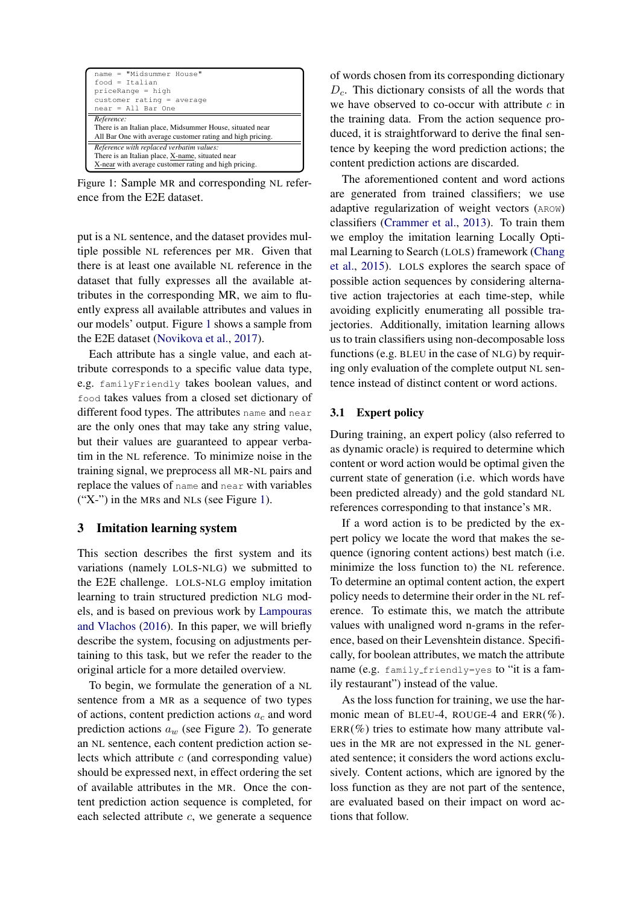```
name = "Midsummer House"
food = Italian
priceRange = high
customer rating = average
near = All Bar One
```

*Reference:*
There is an Italian place, Midsummer House, situated near All Bar One with average customer rating and high pricing.

*Reference with replaced verbatim values:*
There is an Italian place, X-name, situated near X-near with average customer rating and high pricing.

Figure 1: Sample MR and corresponding NL reference from the E2E dataset.

put is a NL sentence, and the dataset provides multiple possible NL references per MR. Given that there is at least one available NL reference in the dataset that fully expresses all the available attributes in the corresponding MR, we aim to fluently express all available attributes and values in our models' output. Figure 1 shows a sample from the E2E dataset (Novikova et al., 2017).

Each attribute has a single value, and each attribute corresponds to a specific value data type, e.g. `familyFriendly` takes boolean values, and `food` takes values from a closed set dictionary of different food types. The attributes `name` and `near` are the only ones that may take any string value, but their values are guaranteed to appear verbatim in the NL reference. To minimize noise in the training signal, we preprocess all MR-NL pairs and replace the values of `name` and `near` with variables ("X-") in the MRs and NLs (see Figure 1).

## 3 Imitation learning system

This section describes the first system and its variations (namely LOLS-NLG) we submitted to the E2E challenge. LOLS-NLG employ imitation learning to train structured prediction NLG models, and is based on previous work by Lampouras and Vlachos (2016). In this paper, we will briefly describe the system, focusing on adjustments pertaining to this task, but we refer the reader to the original article for a more detailed overview.

To begin, we formulate the generation of a NL sentence from a MR as a sequence of two types of actions, content prediction actions $a_c$ and word prediction actions $a_w$ (see Figure 2). To generate an NL sentence, each content prediction action selects which attribute $c$ (and corresponding value) should be expressed next, in effect ordering the set of available attributes in the MR. Once the content prediction action sequence is completed, for each selected attribute $c$, we generate a sequence of words chosen from its corresponding dictionary $D_c$. This dictionary consists of all the words that we have observed to co-occur with attribute $c$ in the training data. From the action sequence produced, it is straightforward to derive the final sentence by keeping the word prediction actions; the content prediction actions are discarded.

The aforementioned content and word actions are generated from trained classifiers; we use adaptive regularization of weight vectors (AROW) classifiers (Crammer et al., 2013). To train them we employ the imitation learning Locally Optimal Learning to Search (LOLS) framework (Chang et al., 2015). LOLS explores the search space of possible action sequences by considering alternative action trajectories at each time-step, while avoiding explicitly enumerating all possible trajectories. Additionally, imitation learning allows us to train classifiers using non-decomposable loss functions (e.g. BLEU in the case of NLG) by requiring only evaluation of the complete output NL sentence instead of distinct content or word actions.

### 3.1 Expert policy

During training, an expert policy (also referred to as dynamic oracle) is required to determine which content or word action would be optimal given the current state of generation (i.e. which words have been predicted already) and the gold standard NL references corresponding to that instance's MR.

If a word action is to be predicted by the expert policy we locate the word that makes the sequence (ignoring content actions) best match (i.e. minimize the loss function to) the NL reference. To determine an optimal content action, the expert policy needs to determine their order in the NL reference. To estimate this, we match the attribute values with unaligned word n-grams in the reference, based on their Levenshtein distance. Specifically, for boolean attributes, we match the attribute name (e.g. `family_friendly=yes` to "it is a family restaurant") instead of the value.

As the loss function for training, we use the harmonic mean of BLEU-4, ROUGE-4 and ERR(%). ERR(%) tries to estimate how many attribute values in the MR are not expressed in the NL generated sentence; it considers the word actions exclusively. Content actions, which are ignored by the loss function as they are not part of the sentence, are evaluated based on their impact on word actions that follow.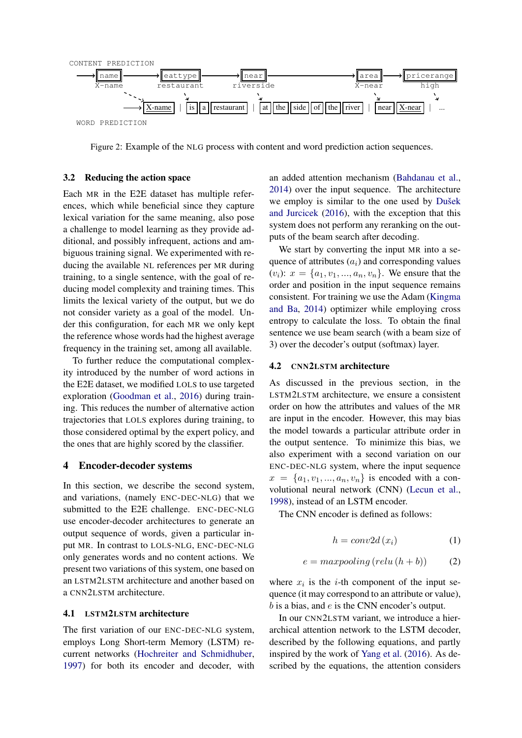CONTENT PREDICTION

name → eattype → near → area → pricerange
X-name restaurant riverside X-near high

→ X-name | is a restaurant | at the side of the river | near X-near | ...

WORD PREDICTION

Figure 2: Example of the NLG process with content and word prediction action sequences.

### 3.2 Reducing the action space

Each MR in the E2E dataset has multiple references, which while beneficial since they capture lexical variation for the same meaning, also pose a challenge to model learning as they provide additional, and possibly infrequent, actions and ambiguous training signal. We experimented with reducing the available NL references per MR during training, to a single sentence, with the goal of reducing model complexity and training times. This limits the lexical variety of the output, but we do not consider variety as a goal of the model. Under this configuration, for each MR we only kept the reference whose words had the highest average frequency in the training set, among all available.

To further reduce the computational complexity introduced by the number of word actions in the E2E dataset, we modified LOLS to use targeted exploration (Goodman et al., 2016) during training. This reduces the number of alternative action trajectories that LOLS explores during training, to those considered optimal by the expert policy, and the ones that are highly scored by the classifier.

## 4 Encoder-decoder systems

In this section, we describe the second system, and variations, (namely ENC-DEC-NLG) that we submitted to the E2E challenge. ENC-DEC-NLG use encoder-decoder architectures to generate an output sequence of words, given a particular input MR. In contrast to LOLS-NLG, ENC-DEC-NLG only generates words and no content actions. We present two variations of this system, one based on an LSTM2LSTM architecture and another based on a CNN2LSTM architecture.

### 4.1 LSTM2LSTM architecture

The first variation of our ENC-DEC-NLG system, employs Long Short-term Memory (LSTM) recurrent networks (Hochreiter and Schmidhuber, 1997) for both its encoder and decoder, with an added attention mechanism (Bahdanau et al., 2014) over the input sequence. The architecture we employ is similar to the one used by Dušek and Jurcicek (2016), with the exception that this system does not perform any reranking on the outputs of the beam search after decoding.

We start by converting the input MR into a sequence of attributes ($a_i$) and corresponding values ($v_i$): $x = \{a_1, v_1, ..., a_n, v_n\}$. We ensure that the order and position in the input sequence remains consistent. For training we use the Adam (Kingma and Ba, 2014) optimizer while employing cross entropy to calculate the loss. To obtain the final sentence we use beam search (with a beam size of 3) over the decoder's output (softmax) layer.

### 4.2 CNN2LSTM architecture

As discussed in the previous section, in the LSTM2LSTM architecture, we ensure a consistent order on how the attributes and values of the MR are input in the encoder. However, this may bias the model towards a particular attribute order in the output sentence. To minimize this bias, we also experiment with a second variation on our ENC-DEC-NLG system, where the input sequence $x = \{a_1, v_1, ..., a_n, v_n\}$ is encoded with a convolutional neural network (CNN) (Lecun et al., 1998), instead of an LSTM encoder.

The CNN encoder is defined as follows:

$$h = conv2d\,(x_i) \tag{1}$$

$$e = maxpooling\,(relu\,(h + b)) \tag{2}$$

where $x_i$ is the $i$-th component of the input sequence (it may correspond to an attribute or value), $b$ is a bias, and $e$ is the CNN encoder's output.

In our CNN2LSTM variant, we introduce a hierarchical attention network to the LSTM decoder, described by the following equations, and partly inspired by the work of Yang et al. (2016). As described by the equations, the attention considers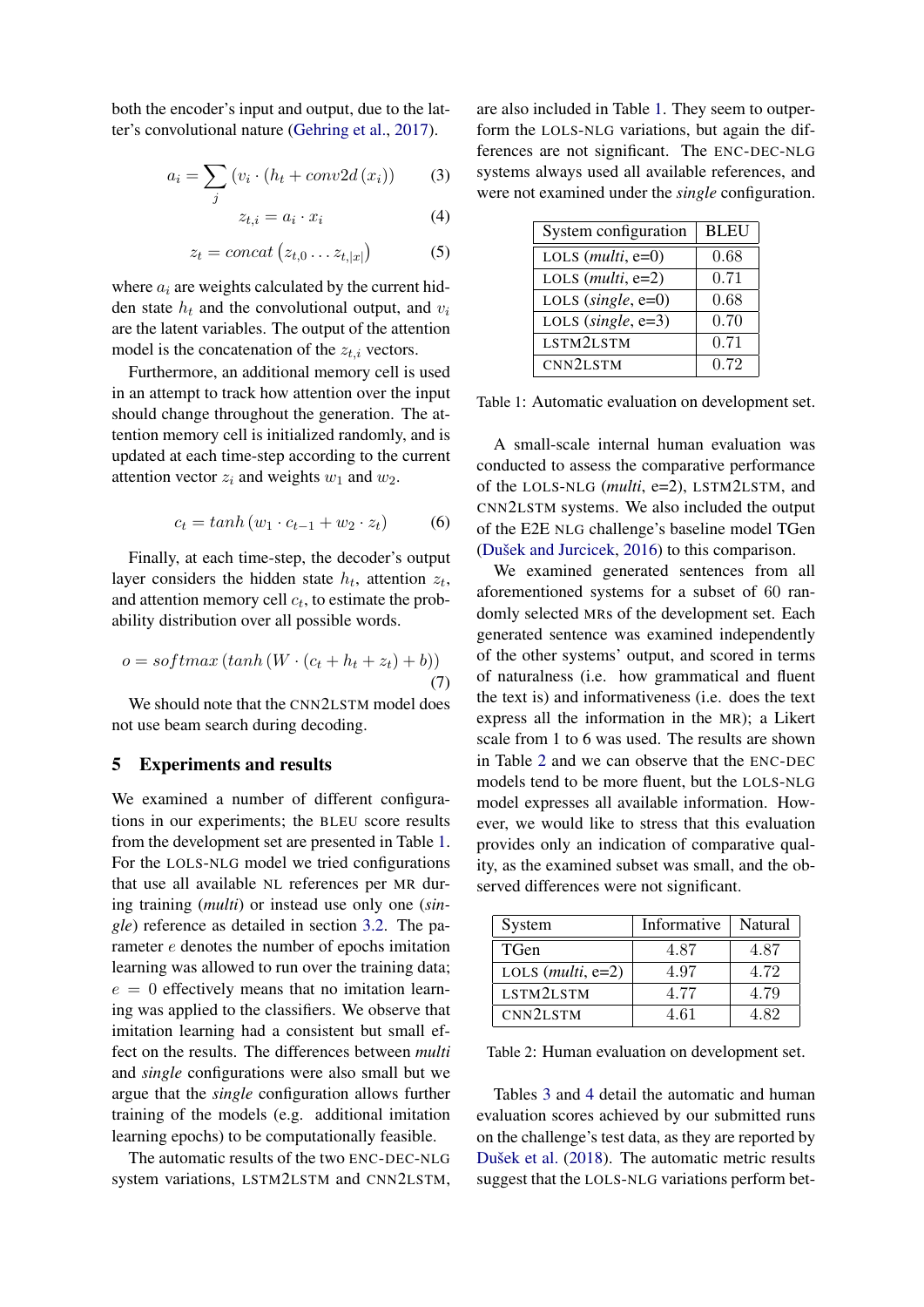both the encoder's input and output, due to the latter's convolutional nature (Gehring et al., 2017).

$$a_i = \sum_j \left(v_i \cdot \left(h_t + conv2d\left(x_i\right)\right)\right) \quad (3)$$

$$z_{t,i} = a_i \cdot x_i \quad (4)$$

$$z_t = concat\left(z_{t,0} \ldots z_{t,|x|}\right) \quad (5)$$

where $a_i$ are weights calculated by the current hidden state $h_t$ and the convolutional output, and $v_i$ are the latent variables. The output of the attention model is the concatenation of the $z_{t,i}$ vectors.

Furthermore, an additional memory cell is used in an attempt to track how attention over the input should change throughout the generation. The attention memory cell is initialized randomly, and is updated at each time-step according to the current attention vector $z_i$ and weights $w_1$ and $w_2$.

$$c_t = tanh\left(w_1 \cdot c_{t-1} + w_2 \cdot z_t\right) \quad (6)$$

Finally, at each time-step, the decoder's output layer considers the hidden state $h_t$, attention $z_t$, and attention memory cell $c_t$, to estimate the probability distribution over all possible words.

$$o = softmax\left(tanh\left(W \cdot \left(c_t + h_t + z_t\right) + b\right)\right) \quad (7)$$

We should note that the CNN2LSTM model does not use beam search during decoding.

## 5 Experiments and results

We examined a number of different configurations in our experiments; the BLEU score results from the development set are presented in Table 1. For the LOLS-NLG model we tried configurations that use all available NL references per MR during training (*multi*) or instead use only one (*single*) reference as detailed in section 3.2. The parameter $e$ denotes the number of epochs imitation learning was allowed to run over the training data; $e = 0$ effectively means that no imitation learning was applied to the classifiers. We observe that imitation learning had a consistent but small effect on the results. The differences between *multi* and *single* configurations were also small but we argue that the *single* configuration allows further training of the models (e.g. additional imitation learning epochs) to be computationally feasible.

The automatic results of the two ENC-DEC-NLG system variations, LSTM2LSTM and CNN2LSTM, are also included in Table 1. They seem to outperform the LOLS-NLG variations, but again the differences are not significant. The ENC-DEC-NLG systems always used all available references, and were not examined under the *single* configuration.

| System configuration | BLEU |
|---|---|
| LOLS (*multi*, e=0) | 0.68 |
| LOLS (*multi*, e=2) | 0.71 |
| LOLS (*single*, e=0) | 0.68 |
| LOLS (*single*, e=3) | 0.70 |
| LSTM2LSTM | 0.71 |
| CNN2LSTM | 0.72 |

Table 1: Automatic evaluation on development set.

A small-scale internal human evaluation was conducted to assess the comparative performance of the LOLS-NLG (*multi*, e=2), LSTM2LSTM, and CNN2LSTM systems. We also included the output of the E2E NLG challenge's baseline model TGen (Dušek and Jurcicek, 2016) to this comparison.

We examined generated sentences from all aforementioned systems for a subset of 60 randomly selected MRs of the development set. Each generated sentence was examined independently of the other systems' output, and scored in terms of naturalness (i.e. how grammatical and fluent the text is) and informativeness (i.e. does the text express all the information in the MR); a Likert scale from 1 to 6 was used. The results are shown in Table 2 and we can observe that the ENC-DEC models tend to be more fluent, but the LOLS-NLG model expresses all available information. However, we would like to stress that this evaluation provides only an indication of comparative quality, as the examined subset was small, and the observed differences were not significant.

| System | Informative | Natural |
|---|---|---|
| TGen | 4.87 | 4.87 |
| LOLS (*multi*, e=2) | 4.97 | 4.72 |
| LSTM2LSTM | 4.77 | 4.79 |
| CNN2LSTM | 4.61 | 4.82 |

Table 2: Human evaluation on development set.

Tables 3 and 4 detail the automatic and human evaluation scores achieved by our submitted runs on the challenge's test data, as they are reported by Dušek et al. (2018). The automatic metric results suggest that the LOLS-NLG variations perform bet-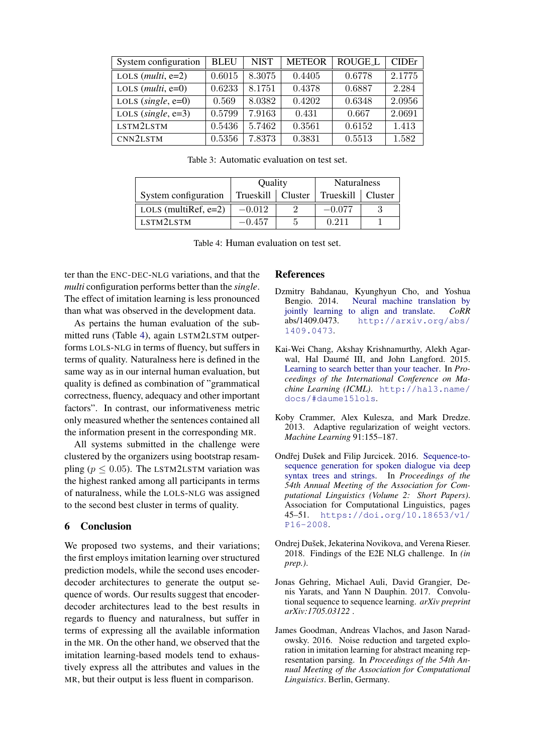| System configuration | BLEU | NIST | METEOR | ROUGE_L | CIDEr |
|---|---|---|---|---|---|
| LOLS (*multi*, e=2) | 0.6015 | 8.3075 | 0.4405 | 0.6778 | 2.1775 |
| LOLS (*multi*, e=0) | 0.6233 | 8.1751 | 0.4378 | 0.6887 | 2.284 |
| LOLS (*single*, e=0) | 0.569 | 8.0382 | 0.4202 | 0.6348 | 2.0956 |
| LOLS (*single*, e=3) | 0.5799 | 7.9163 | 0.431 | 0.667 | 2.0691 |
| LSTM2LSTM | 0.5436 | 5.7462 | 0.3561 | 0.6152 | 1.413 |
| CNN2LSTM | 0.5356 | 7.8373 | 0.3831 | 0.5513 | 1.582 |

Table 3: Automatic evaluation on test set.

| | Quality | | Naturalness | |
|---|---|---|---|---|
| System configuration | Trueskill | Cluster | Trueskill | Cluster |
| LOLS (multiRef, e=2) | $-0.012$ | 2 | $-0.077$ | 3 |
| LSTM2LSTM | $-0.457$ | 5 | 0.211 | 1 |

Table 4: Human evaluation on test set.

ter than the ENC-DEC-NLG variations, and that the *multi* configuration performs better than the *single*. The effect of imitation learning is less pronounced than what was observed in the development data.

As pertains the human evaluation of the submitted runs (Table 4), again LSTM2LSTM outperforms LOLS-NLG in terms of fluency, but suffers in terms of quality. Naturalness here is defined in the same way as in our internal human evaluation, but quality is defined as combination of "grammatical correctness, fluency, adequacy and other important factors". In contrast, our informativeness metric only measured whether the sentences contained all the information present in the corresponding MR.

All systems submitted in the challenge were clustered by the organizers using bootstrap resampling ($p \leq 0.05$). The LSTM2LSTM variation was the highest ranked among all participants in terms of naturalness, while the LOLS-NLG was assigned to the second best cluster in terms of quality.

## 6 Conclusion

We proposed two systems, and their variations; the first employs imitation learning over structured prediction models, while the second uses encoder-decoder architectures to generate the output sequence of words. Our results suggest that encoder-decoder architectures lead to the best results in regards to fluency and naturalness, but suffer in terms of expressing all the available information in the MR. On the other hand, we observed that the imitation learning-based models tend to exhaustively express all the attributes and values in the MR, but their output is less fluent in comparison.

## References

Dzmitry Bahdanau, Kyunghyun Cho, and Yoshua Bengio. 2014. Neural machine translation by jointly learning to align and translate. *CoRR* abs/1409.0473. http://arxiv.org/abs/1409.0473.

Kai-Wei Chang, Akshay Krishnamurthy, Alekh Agarwal, Hal Daumé III, and John Langford. 2015. Learning to search better than your teacher. In *Proceedings of the International Conference on Machine Learning (ICML)*. http://hal3.name/docs/#daume15lols.

Koby Crammer, Alex Kulesza, and Mark Dredze. 2013. Adaptive regularization of weight vectors. *Machine Learning* 91:155–187.

Ondřej Dušek and Filip Jurcicek. 2016. Sequence-to-sequence generation for spoken dialogue via deep syntax trees and strings. In *Proceedings of the 54th Annual Meeting of the Association for Computational Linguistics (Volume 2: Short Papers)*. Association for Computational Linguistics, pages 45–51. https://doi.org/10.18653/v1/P16-2008.

Ondrej Dušek, Jekaterina Novikova, and Verena Rieser. 2018. Findings of the E2E NLG challenge. In *(in prep.)*.

Jonas Gehring, Michael Auli, David Grangier, Denis Yarats, and Yann N Dauphin. 2017. Convolutional sequence to sequence learning. *arXiv preprint arXiv:1705.03122* .

James Goodman, Andreas Vlachos, and Jason Naradowsky. 2016. Noise reduction and targeted exploration in imitation learning for abstract meaning representation parsing. In *Proceedings of the 54th Annual Meeting of the Association for Computational Linguistics*. Berlin, Germany.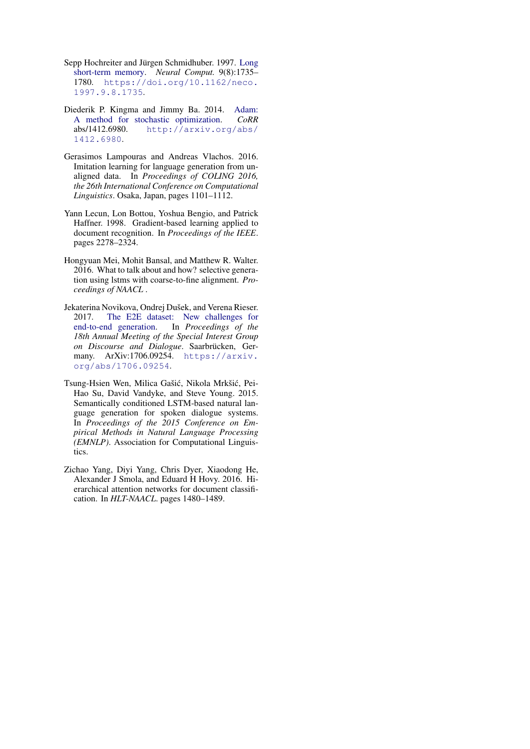Sepp Hochreiter and Jürgen Schmidhuber. 1997. Long short-term memory. *Neural Comput.* 9(8):1735–1780. https://doi.org/10.1162/neco.1997.9.8.1735.

Diederik P. Kingma and Jimmy Ba. 2014. Adam: A method for stochastic optimization. *CoRR* abs/1412.6980. http://arxiv.org/abs/1412.6980.

Gerasimos Lampouras and Andreas Vlachos. 2016. Imitation learning for language generation from unaligned data. In *Proceedings of COLING 2016, the 26th International Conference on Computational Linguistics*. Osaka, Japan, pages 1101–1112.

Yann Lecun, Lon Bottou, Yoshua Bengio, and Patrick Haffner. 1998. Gradient-based learning applied to document recognition. In *Proceedings of the IEEE*. pages 2278–2324.

Hongyuan Mei, Mohit Bansal, and Matthew R. Walter. 2016. What to talk about and how? selective generation using lstms with coarse-to-fine alignment. *Proceedings of NAACL* .

Jekaterina Novikova, Ondrej Dušek, and Verena Rieser. 2017. The E2E dataset: New challenges for end-to-end generation. In *Proceedings of the 18th Annual Meeting of the Special Interest Group on Discourse and Dialogue*. Saarbrücken, Germany. ArXiv:1706.09254. https://arxiv.org/abs/1706.09254.

Tsung-Hsien Wen, Milica Gašić, Nikola Mrkšić, Pei-Hao Su, David Vandyke, and Steve Young. 2015. Semantically conditioned LSTM-based natural language generation for spoken dialogue systems. In *Proceedings of the 2015 Conference on Empirical Methods in Natural Language Processing (EMNLP)*. Association for Computational Linguistics.

Zichao Yang, Diyi Yang, Chris Dyer, Xiaodong He, Alexander J Smola, and Eduard H Hovy. 2016. Hierarchical attention networks for document classification. In *HLT-NAACL*. pages 1480–1489.